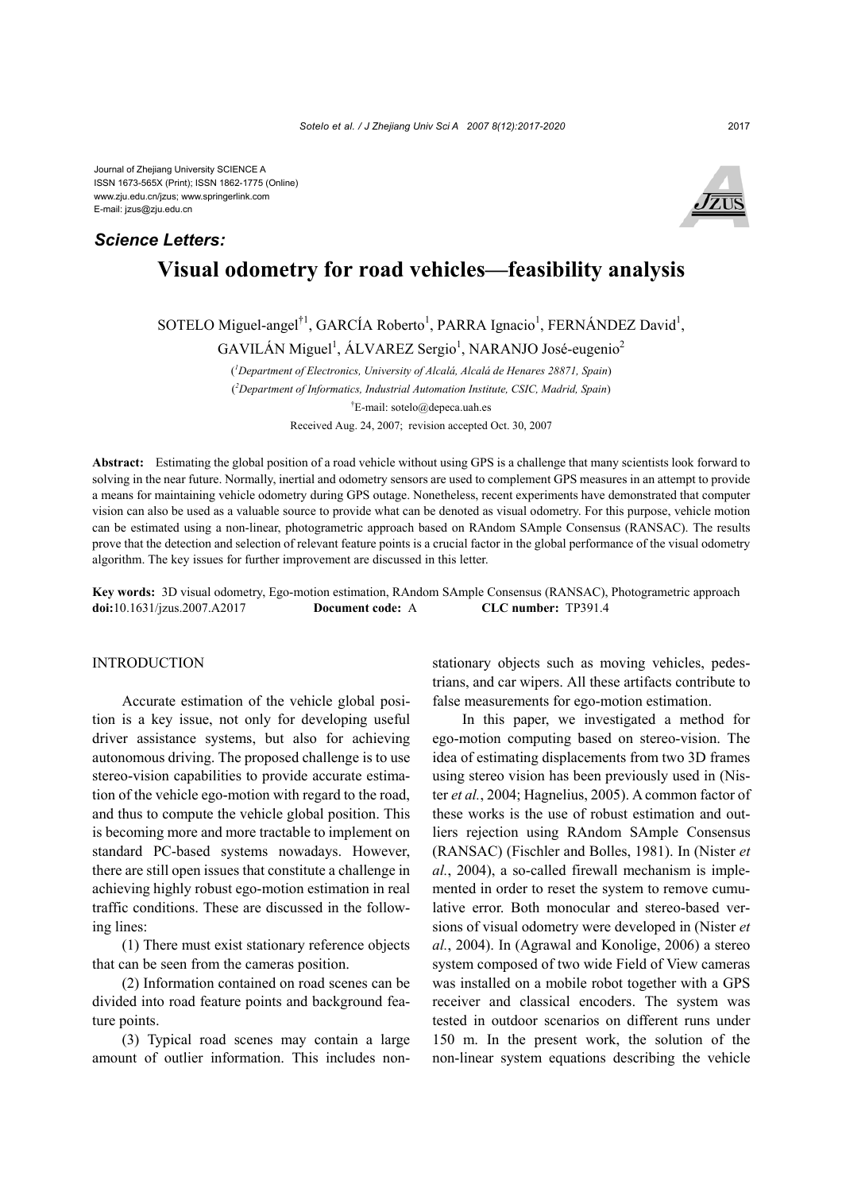Journal of Zhejiang University SCIENCE A
ISSN 1673-565X (Print); ISSN 1862-1775 (Online)
www.zju.edu.cn/jzus; www.springerlink.com
E-mail: jzus@zju.edu.cn

***Science Letters:***

# Visual odometry for road vehicles—feasibility analysis

SOTELO Miguel-angel[†1], GARCÍA Roberto[1], PARRA Ignacio[1], FERNÁNDEZ David[1], GAVILÁN Miguel[1], ÁLVAREZ Sergio[1], NARANJO José-eugenio[2]

([1]*Department of Electronics, University of Alcalá, Alcalá de Henares 28871, Spain*)

([2]*Department of Informatics, Industrial Automation Institute, CSIC, Madrid, Spain*)

[†]E-mail: sotelo@depeca.uah.es

Received Aug. 24, 2007; revision accepted Oct. 30, 2007

**Abstract:** Estimating the global position of a road vehicle without using GPS is a challenge that many scientists look forward to solving in the near future. Normally, inertial and odometry sensors are used to complement GPS measures in an attempt to provide a means for maintaining vehicle odometry during GPS outage. Nonetheless, recent experiments have demonstrated that computer vision can also be used as a valuable source to provide what can be denoted as visual odometry. For this purpose, vehicle motion can be estimated using a non-linear, photogrametric approach based on RAndom SAmple Consensus (RANSAC). The results prove that the detection and selection of relevant feature points is a crucial factor in the global performance of the visual odometry algorithm. The key issues for further improvement are discussed in this letter.

**Key words:** 3D visual odometry, Ego-motion estimation, RAndom SAmple Consensus (RANSAC), Photogrametric approach
**doi:**10.1631/jzus.2007.A2017 **Document code:** A **CLC number:** TP391.4

## INTRODUCTION

Accurate estimation of the vehicle global position is a key issue, not only for developing useful driver assistance systems, but also for achieving autonomous driving. The proposed challenge is to use stereo-vision capabilities to provide accurate estimation of the vehicle ego-motion with regard to the road, and thus to compute the vehicle global position. This is becoming more and more tractable to implement on standard PC-based systems nowadays. However, there are still open issues that constitute a challenge in achieving highly robust ego-motion estimation in real traffic conditions. These are discussed in the following lines:

(1) There must exist stationary reference objects that can be seen from the cameras position.

(2) Information contained on road scenes can be divided into road feature points and background feature points.

(3) Typical road scenes may contain a large amount of outlier information. This includes non-stationary objects such as moving vehicles, pedestrians, and car wipers. All these artifacts contribute to false measurements for ego-motion estimation.

In this paper, we investigated a method for ego-motion computing based on stereo-vision. The idea of estimating displacements from two 3D frames using stereo vision has been previously used in (Nister *et al.*, 2004; Hagnelius, 2005). A common factor of these works is the use of robust estimation and outliers rejection using RAndom SAmple Consensus (RANSAC) (Fischler and Bolles, 1981). In (Nister *et al.*, 2004), a so-called firewall mechanism is implemented in order to reset the system to remove cumulative error. Both monocular and stereo-based versions of visual odometry were developed in (Nister *et al.*, 2004). In (Agrawal and Konolige, 2006) a stereo system composed of two wide Field of View cameras was installed on a mobile robot together with a GPS receiver and classical encoders. The system was tested in outdoor scenarios on different runs under 150 m. In the present work, the solution of the non-linear system equations describing the vehicle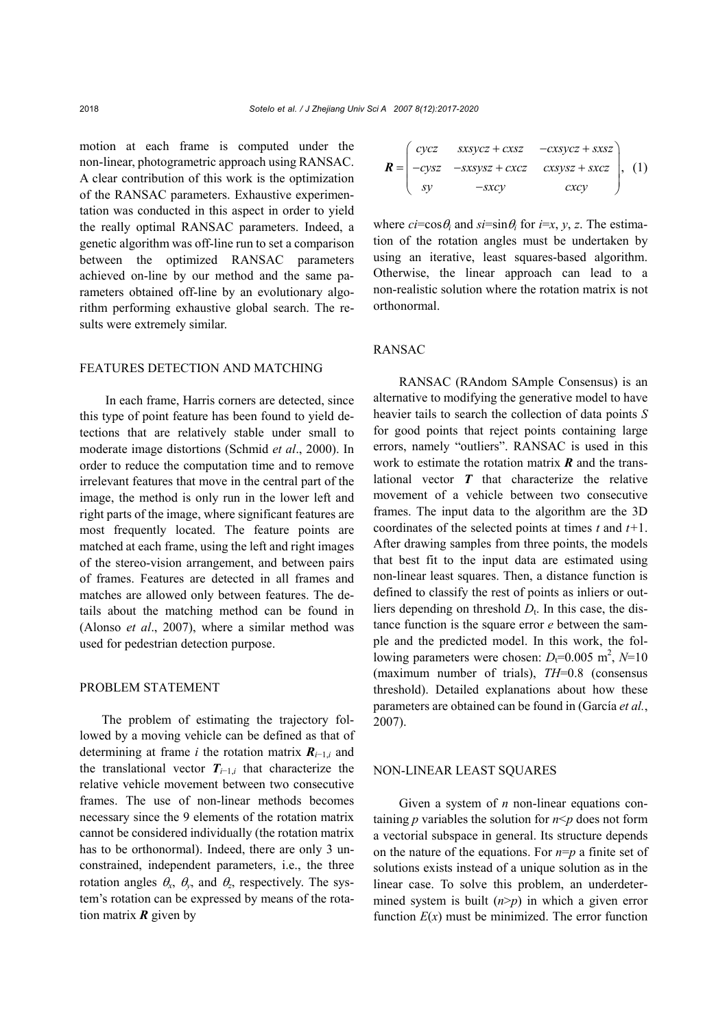motion at each frame is computed under the non-linear, photogrametric approach using RANSAC. A clear contribution of this work is the optimization of the RANSAC parameters. Exhaustive experimentation was conducted in this aspect in order to yield the really optimal RANSAC parameters. Indeed, a genetic algorithm was off-line run to set a comparison between the optimized RANSAC parameters achieved on-line by our method and the same parameters obtained off-line by an evolutionary algorithm performing exhaustive global search. The results were extremely similar.

## FEATURES DETECTION AND MATCHING

In each frame, Harris corners are detected, since this type of point feature has been found to yield detections that are relatively stable under small to moderate image distortions (Schmid *et al*., 2000). In order to reduce the computation time and to remove irrelevant features that move in the central part of the image, the method is only run in the lower left and right parts of the image, where significant features are most frequently located. The feature points are matched at each frame, using the left and right images of the stereo-vision arrangement, and between pairs of frames. Features are detected in all frames and matches are allowed only between features. The details about the matching method can be found in (Alonso *et al*., 2007), where a similar method was used for pedestrian detection purpose.

## PROBLEM STATEMENT

The problem of estimating the trajectory followed by a moving vehicle can be defined as that of determining at frame $i$ the rotation matrix $\boldsymbol{R}_{i-1,i}$ and the translational vector $\boldsymbol{T}_{i-1,i}$ that characterize the relative vehicle movement between two consecutive frames. The use of non-linear methods becomes necessary since the 9 elements of the rotation matrix cannot be considered individually (the rotation matrix has to be orthonormal). Indeed, there are only 3 unconstrained, independent parameters, i.e., the three rotation angles $\theta_x$, $\theta_y$, and $\theta_z$, respectively. The system's rotation can be expressed by means of the rotation matrix $\boldsymbol{R}$ given by

$$\boldsymbol{R} = \begin{pmatrix} cycz & sxsycz + cxsz & -cxsycz + sxsz \\ -cysz & -sxsysz + cxcz & cxsysz + sxcz \\ sy & -sxcy & cxcy \end{pmatrix}, \quad (1)$$

where $ci=\cos\theta_i$ and $si=\sin\theta_i$ for $i=x, y, z$. The estimation of the rotation angles must be undertaken by using an iterative, least squares-based algorithm. Otherwise, the linear approach can lead to a non-realistic solution where the rotation matrix is not orthonormal.

## RANSAC

RANSAC (RAndom SAmple Consensus) is an alternative to modifying the generative model to have heavier tails to search the collection of data points $S$ for good points that reject points containing large errors, namely "outliers". RANSAC is used in this work to estimate the rotation matrix $\boldsymbol{R}$ and the translational vector $\boldsymbol{T}$ that characterize the relative movement of a vehicle between two consecutive frames. The input data to the algorithm are the 3D coordinates of the selected points at times $t$ and $t+1$. After drawing samples from three points, the models that best fit to the input data are estimated using non-linear least squares. Then, a distance function is defined to classify the rest of points as inliers or outliers depending on threshold $D_t$. In this case, the distance function is the square error $e$ between the sample and the predicted model. In this work, the following parameters were chosen: $D_t=0.005$ m$^2$, $N=10$ (maximum number of trials), $TH=0.8$ (consensus threshold). Detailed explanations about how these parameters are obtained can be found in (García *et al.*, 2007).

## NON-LINEAR LEAST SQUARES

Given a system of $n$ non-linear equations containing $p$ variables the solution for $n<p$ does not form a vectorial subspace in general. Its structure depends on the nature of the equations. For $n=p$ a finite set of solutions exists instead of a unique solution as in the linear case. To solve this problem, an underdetermined system is built ($n>p$) in which a given error function $E(x)$ must be minimized. The error function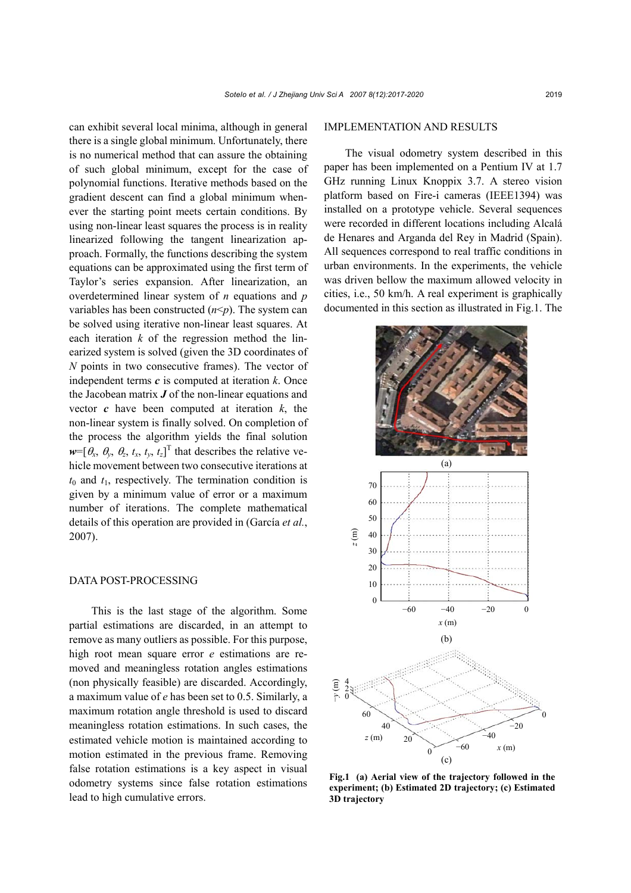can exhibit several local minima, although in general there is a single global minimum. Unfortunately, there is no numerical method that can assure the obtaining of such global minimum, except for the case of polynomial functions. Iterative methods based on the gradient descent can find a global minimum whenever the starting point meets certain conditions. By using non-linear least squares the process is in reality linearized following the tangent linearization approach. Formally, the functions describing the system equations can be approximated using the first term of Taylor's series expansion. After linearization, an overdetermined linear system of $n$ equations and $p$ variables has been constructed ($n$<$p$). The system can be solved using iterative non-linear least squares. At each iteration $k$ of the regression method the linearized system is solved (given the 3D coordinates of $N$ points in two consecutive frames). The vector of independent terms $\boldsymbol{c}$ is computed at iteration $k$. Once the Jacobean matrix $\boldsymbol{J}$ of the non-linear equations and vector $\boldsymbol{c}$ have been computed at iteration $k$, the non-linear system is finally solved. On completion of the process the algorithm yields the final solution $\boldsymbol{w}=[\theta_x, \theta_y, \theta_z, t_x, t_y, t_z]^{\mathrm{T}}$ that describes the relative vehicle movement between two consecutive iterations at $t_0$ and $t_1$, respectively. The termination condition is given by a minimum value of error or a maximum number of iterations. The complete mathematical details of this operation are provided in (García *et al.*, 2007).

## DATA POST-PROCESSING

This is the last stage of the algorithm. Some partial estimations are discarded, in an attempt to remove as many outliers as possible. For this purpose, high root mean square error $e$ estimations are removed and meaningless rotation angles estimations (non physically feasible) are discarded. Accordingly, a maximum value of $e$ has been set to 0.5. Similarly, a maximum rotation angle threshold is used to discard meaningless rotation estimations. In such cases, the estimated vehicle motion is maintained according to motion estimated in the previous frame. Removing false rotation estimations is a key aspect in visual odometry systems since false rotation estimations lead to high cumulative errors.

## IMPLEMENTATION AND RESULTS

The visual odometry system described in this paper has been implemented on a Pentium IV at 1.7 GHz running Linux Knoppix 3.7. A stereo vision platform based on Fire-i cameras (IEEE1394) was installed on a prototype vehicle. Several sequences were recorded in different locations including Alcalá de Henares and Arganda del Rey in Madrid (Spain). All sequences correspond to real traffic conditions in urban environments. In the experiments, the vehicle was driven bellow the maximum allowed velocity in cities, i.e., 50 km/h. A real experiment is graphically documented in this section as illustrated in Fig.1. The

**Fig.1 (a) Aerial view of the trajectory followed in the experiment; (b) Estimated 2D trajectory; (c) Estimated 3D trajectory**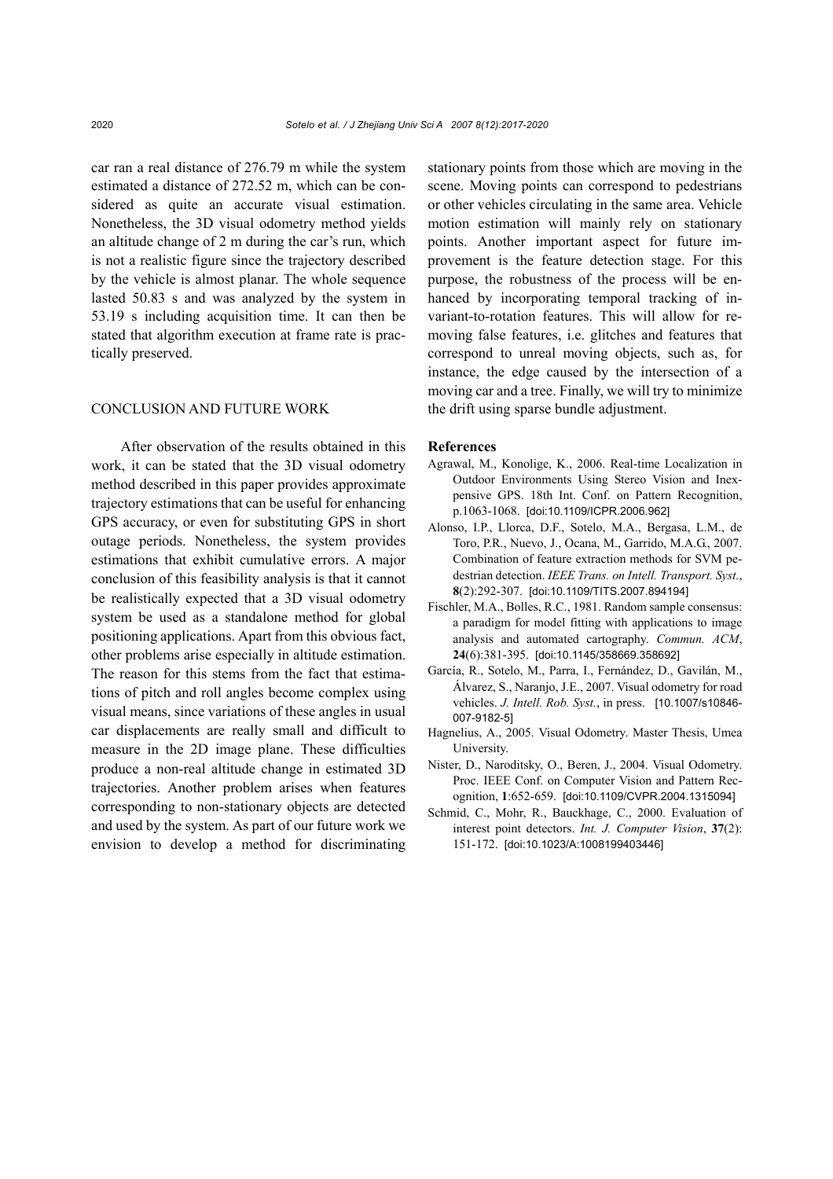car ran a real distance of 276.79 m while the system estimated a distance of 272.52 m, which can be considered as quite an accurate visual estimation. Nonetheless, the 3D visual odometry method yields an altitude change of 2 m during the car's run, which is not a realistic figure since the trajectory described by the vehicle is almost planar. The whole sequence lasted 50.83 s and was analyzed by the system in 53.19 s including acquisition time. It can then be stated that algorithm execution at frame rate is practically preserved.

## CONCLUSION AND FUTURE WORK

After observation of the results obtained in this work, it can be stated that the 3D visual odometry method described in this paper provides approximate trajectory estimations that can be useful for enhancing GPS accuracy, or even for substituting GPS in short outage periods. Nonetheless, the system provides estimations that exhibit cumulative errors. A major conclusion of this feasibility analysis is that it cannot be realistically expected that a 3D visual odometry system be used as a standalone method for global positioning applications. Apart from this obvious fact, other problems arise especially in altitude estimation. The reason for this stems from the fact that estimations of pitch and roll angles become complex using visual means, since variations of these angles in usual car displacements are really small and difficult to measure in the 2D image plane. These difficulties produce a non-real altitude change in estimated 3D trajectories. Another problem arises when features corresponding to non-stationary objects are detected and used by the system. As part of our future work we envision to develop a method for discriminating stationary points from those which are moving in the scene. Moving points can correspond to pedestrians or other vehicles circulating in the same area. Vehicle motion estimation will mainly rely on stationary points. Another important aspect for future improvement is the feature detection stage. For this purpose, the robustness of the process will be enhanced by incorporating temporal tracking of invariant-to-rotation features. This will allow for removing false features, i.e. glitches and features that correspond to unreal moving objects, such as, for instance, the edge caused by the intersection of a moving car and a tree. Finally, we will try to minimize the drift using sparse bundle adjustment.

## References

Agrawal, M., Konolige, K., 2006. Real-time Localization in Outdoor Environments Using Stereo Vision and Inexpensive GPS. 18th Int. Conf. on Pattern Recognition, p.1063-1068. [doi:10.1109/ICPR.2006.962]

Alonso, I.P., Llorca, D.F., Sotelo, M.A., Bergasa, L.M., de Toro, P.R., Nuevo, J., Ocana, M., Garrido, M.A.G., 2007. Combination of feature extraction methods for SVM pedestrian detection. *IEEE Trans. on Intell. Transport. Syst.*, **8**(2):292-307. [doi:10.1109/TITS.2007.894194]

Fischler, M.A., Bolles, R.C., 1981. Random sample consensus: a paradigm for model fitting with applications to image analysis and automated cartography. *Commun. ACM*, **24**(6):381-395. [doi:10.1145/358669.358692]

García, R., Sotelo, M., Parra, I., Fernández, D., Gavilán, M., Álvarez, S., Naranjo, J.E., 2007. Visual odometry for road vehicles. *J. Intell. Rob. Syst.*, in press. [10.1007/s10846-007-9182-5]

Hagnelius, A., 2005. Visual Odometry. Master Thesis, Umea University.

Nister, D., Naroditsky, O., Beren, J., 2004. Visual Odometry. Proc. IEEE Conf. on Computer Vision and Pattern Recognition, **1**:652-659. [doi:10.1109/CVPR.2004.1315094]

Schmid, C., Mohr, R., Bauckhage, C., 2000. Evaluation of interest point detectors. *Int. J. Computer Vision*, **37**(2): 151-172. [doi:10.1023/A:1008199403446]